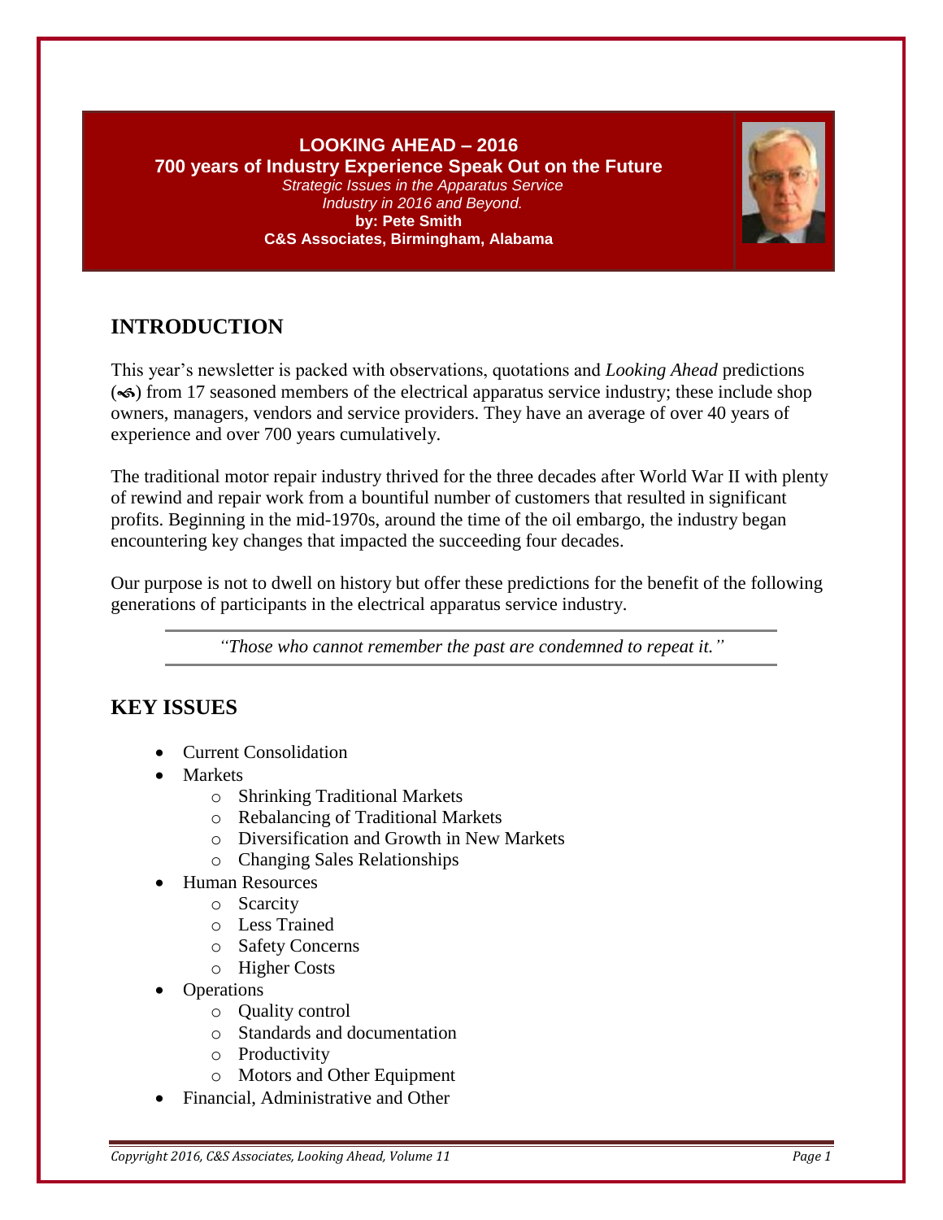**LOOKING AHEAD – 2016**

**700 years of Industry Experience Speak Out on the Future**

*Strategic Issues in the Apparatus Service Industry in 2016 and Beyond.*

**by: Pete Smith**

**C&S Associates, Birmingham, Alabama**

## INTRODUCTION

This year's newsletter is packed with observations, quotations and *Looking Ahead* predictions (↜) from 17 seasoned members of the electrical apparatus service industry; these include shop owners, managers, vendors and service providers. They have an average of over 40 years of experience and over 700 years cumulatively.

The traditional motor repair industry thrived for the three decades after World War II with plenty of rewind and repair work from a bountiful number of customers that resulted in significant profits. Beginning in the mid-1970s, around the time of the oil embargo, the industry began encountering key changes that impacted the succeeding four decades.

Our purpose is not to dwell on history but offer these predictions for the benefit of the following generations of participants in the electrical apparatus service industry.

*"Those who cannot remember the past are condemned to repeat it."*

## KEY ISSUES

- Current Consolidation
- Markets
  - Shrinking Traditional Markets
  - Rebalancing of Traditional Markets
  - Diversification and Growth in New Markets
  - Changing Sales Relationships
- Human Resources
  - Scarcity
  - Less Trained
  - Safety Concerns
  - Higher Costs
- Operations
  - Quality control
  - Standards and documentation
  - Productivity
  - Motors and Other Equipment
- Financial, Administrative and Other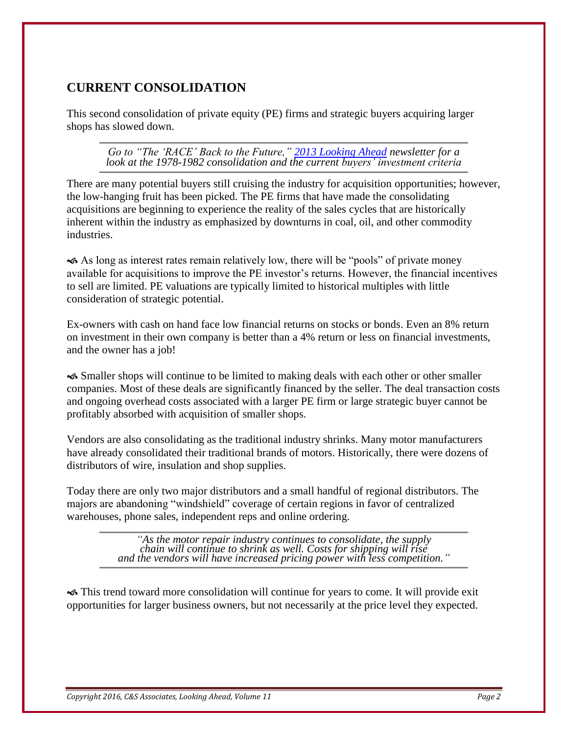## CURRENT CONSOLIDATION

This second consolidation of private equity (PE) firms and strategic buyers acquiring larger shops has slowed down.

> *Go to "The 'RACE' Back to the Future," [2013 Looking Ahead] newsletter for a look at the 1978-1982 consolidation and the current buyers' investment criteria*

There are many potential buyers still cruising the industry for acquisition opportunities; however, the low-hanging fruit has been picked. The PE firms that have made the consolidating acquisitions are beginning to experience the reality of the sales cycles that are historically inherent within the industry as emphasized by downturns in coal, oil, and other commodity industries.

☙ As long as interest rates remain relatively low, there will be "pools" of private money available for acquisitions to improve the PE investor's returns. However, the financial incentives to sell are limited. PE valuations are typically limited to historical multiples with little consideration of strategic potential.

Ex-owners with cash on hand face low financial returns on stocks or bonds. Even an 8% return on investment in their own company is better than a 4% return or less on financial investments, and the owner has a job!

☙ Smaller shops will continue to be limited to making deals with each other or other smaller companies. Most of these deals are significantly financed by the seller. The deal transaction costs and ongoing overhead costs associated with a larger PE firm or large strategic buyer cannot be profitably absorbed with acquisition of smaller shops.

Vendors are also consolidating as the traditional industry shrinks. Many motor manufacturers have already consolidated their traditional brands of motors. Historically, there were dozens of distributors of wire, insulation and shop supplies.

Today there are only two major distributors and a small handful of regional distributors. The majors are abandoning "windshield" coverage of certain regions in favor of centralized warehouses, phone sales, independent reps and online ordering.

> *"As the motor repair industry continues to consolidate, the supply chain will continue to shrink as well. Costs for shipping will rise and the vendors will have increased pricing power with less competition."*

☙ This trend toward more consolidation will continue for years to come. It will provide exit opportunities for larger business owners, but not necessarily at the price level they expected.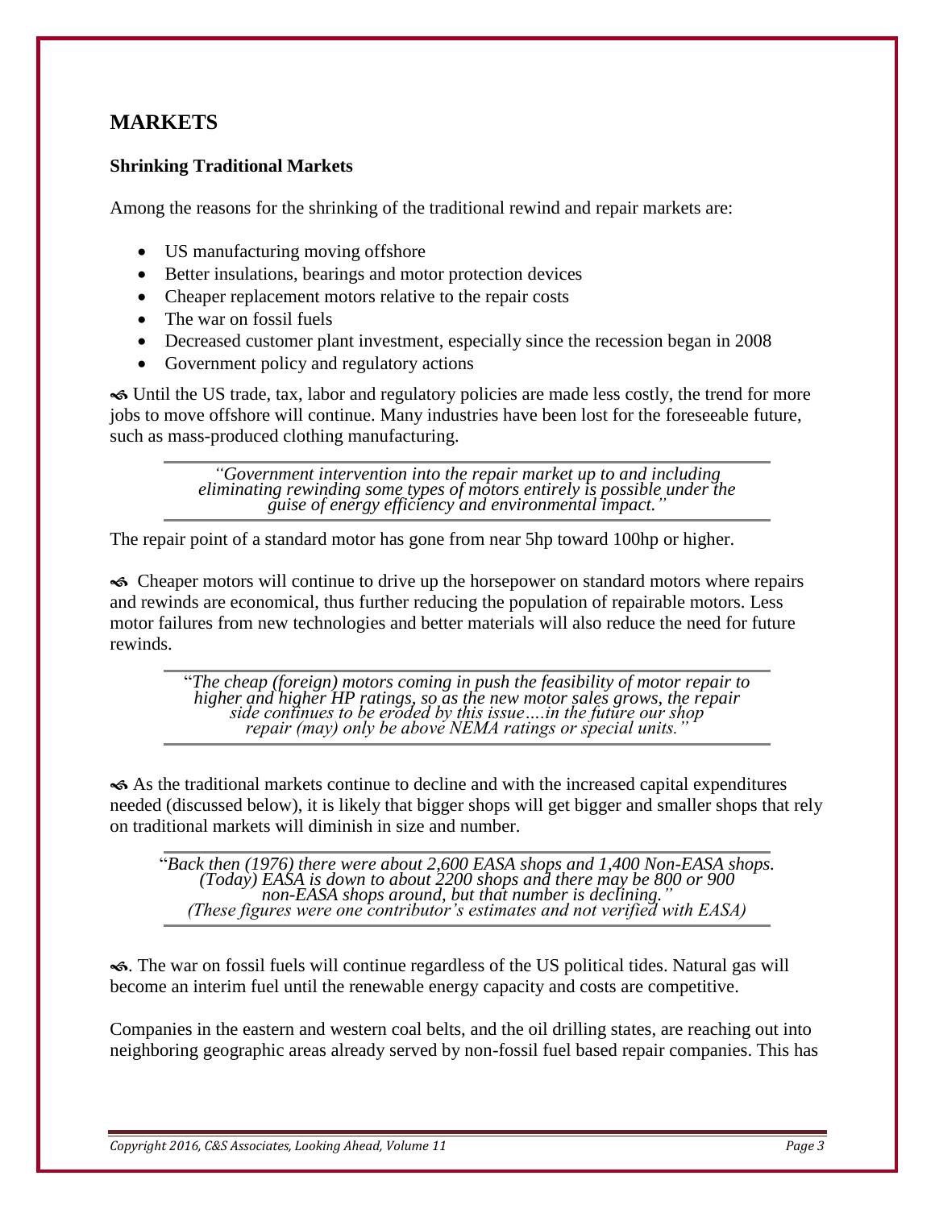## MARKETS

### Shrinking Traditional Markets

Among the reasons for the shrinking of the traditional rewind and repair markets are:

- US manufacturing moving offshore
- Better insulations, bearings and motor protection devices
- Cheaper replacement motors relative to the repair costs
- The war on fossil fuels
- Decreased customer plant investment, especially since the recession began in 2008
- Government policy and regulatory actions

↫ Until the US trade, tax, labor and regulatory policies are made less costly, the trend for more jobs to move offshore will continue. Many industries have been lost for the foreseeable future, such as mass-produced clothing manufacturing.

> *"Government intervention into the repair market up to and including eliminating rewinding some types of motors entirely is possible under the guise of energy efficiency and environmental impact."*

The repair point of a standard motor has gone from near 5hp toward 100hp or higher.

↫ Cheaper motors will continue to drive up the horsepower on standard motors where repairs and rewinds are economical, thus further reducing the population of repairable motors. Less motor failures from new technologies and better materials will also reduce the need for future rewinds.

> "*The cheap (foreign) motors coming in push the feasibility of motor repair to higher and higher HP ratings, so as the new motor sales grows, the repair side continues to be eroded by this issue….in the future our shop repair (may) only be above NEMA ratings or special units."*

↫ As the traditional markets continue to decline and with the increased capital expenditures needed (discussed below), it is likely that bigger shops will get bigger and smaller shops that rely on traditional markets will diminish in size and number.

> "*Back then (1976) there were about 2,600 EASA shops and 1,400 Non-EASA shops. (Today) EASA is down to about 2200 shops and there may be 800 or 900 non-EASA shops around, but that number is declining." (These figures were one contributor's estimates and not verified with EASA)*

↫. The war on fossil fuels will continue regardless of the US political tides. Natural gas will become an interim fuel until the renewable energy capacity and costs are competitive.

Companies in the eastern and western coal belts, and the oil drilling states, are reaching out into neighboring geographic areas already served by non-fossil fuel based repair companies. This has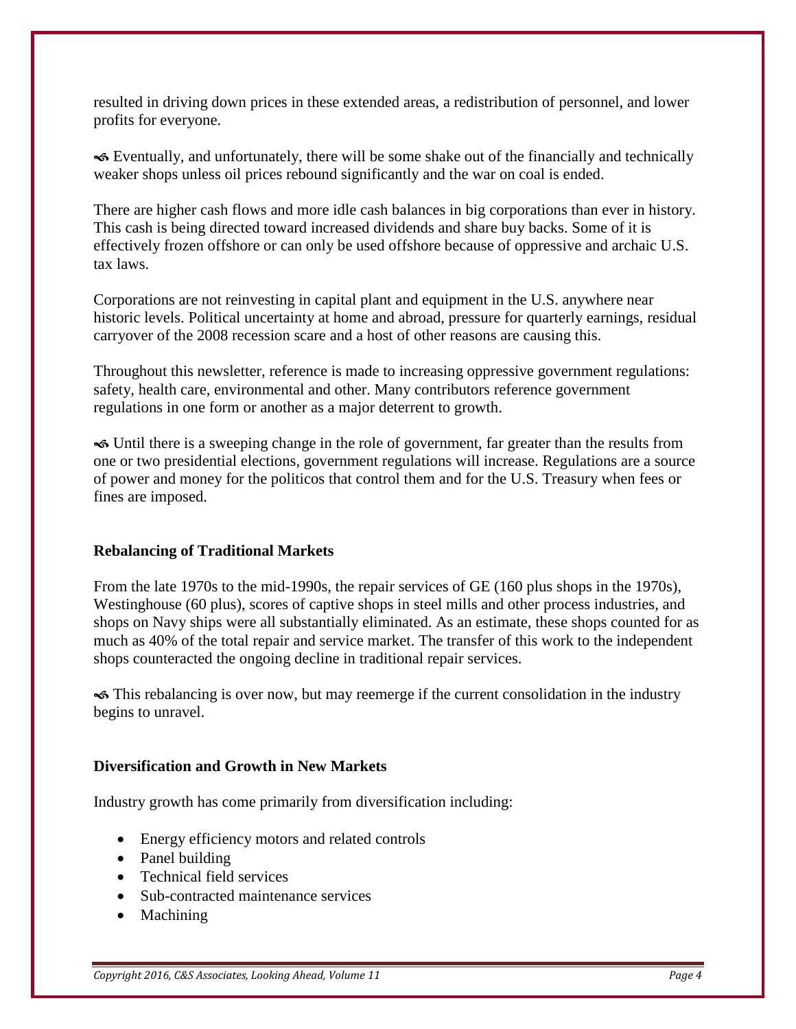resulted in driving down prices in these extended areas, a redistribution of personnel, and lower profits for everyone.

↬ Eventually, and unfortunately, there will be some shake out of the financially and technically weaker shops unless oil prices rebound significantly and the war on coal is ended.

There are higher cash flows and more idle cash balances in big corporations than ever in history. This cash is being directed toward increased dividends and share buy backs. Some of it is effectively frozen offshore or can only be used offshore because of oppressive and archaic U.S. tax laws.

Corporations are not reinvesting in capital plant and equipment in the U.S. anywhere near historic levels. Political uncertainty at home and abroad, pressure for quarterly earnings, residual carryover of the 2008 recession scare and a host of other reasons are causing this.

Throughout this newsletter, reference is made to increasing oppressive government regulations: safety, health care, environmental and other. Many contributors reference government regulations in one form or another as a major deterrent to growth.

↬ Until there is a sweeping change in the role of government, far greater than the results from one or two presidential elections, government regulations will increase. Regulations are a source of power and money for the politicos that control them and for the U.S. Treasury when fees or fines are imposed.

**Rebalancing of Traditional Markets**

From the late 1970s to the mid-1990s, the repair services of GE (160 plus shops in the 1970s), Westinghouse (60 plus), scores of captive shops in steel mills and other process industries, and shops on Navy ships were all substantially eliminated. As an estimate, these shops counted for as much as 40% of the total repair and service market. The transfer of this work to the independent shops counteracted the ongoing decline in traditional repair services.

↬ This rebalancing is over now, but may reemerge if the current consolidation in the industry begins to unravel.

**Diversification and Growth in New Markets**

Industry growth has come primarily from diversification including:

- Energy efficiency motors and related controls
- Panel building
- Technical field services
- Sub-contracted maintenance services
- Machining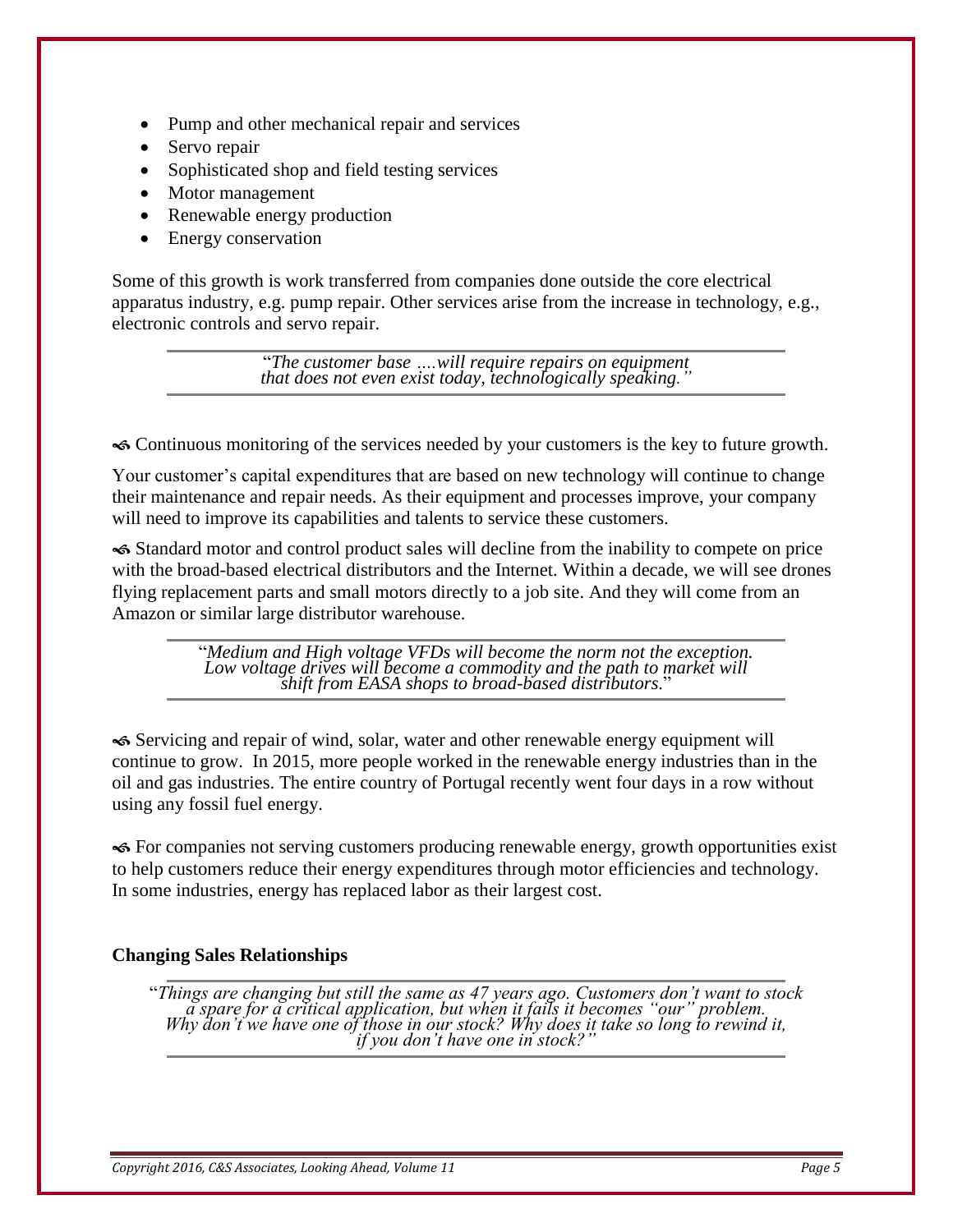- Pump and other mechanical repair and services
- Servo repair
- Sophisticated shop and field testing services
- Motor management
- Renewable energy production
- Energy conservation

Some of this growth is work transferred from companies done outside the core electrical apparatus industry, e.g. pump repair. Other services arise from the increase in technology, e.g., electronic controls and servo repair.

> "*The customer base ….will require repairs on equipment that does not even exist today, technologically speaking.*"

⇝ Continuous monitoring of the services needed by your customers is the key to future growth.

Your customer's capital expenditures that are based on new technology will continue to change their maintenance and repair needs. As their equipment and processes improve, your company will need to improve its capabilities and talents to service these customers.

⇝ Standard motor and control product sales will decline from the inability to compete on price with the broad-based electrical distributors and the Internet. Within a decade, we will see drones flying replacement parts and small motors directly to a job site. And they will come from an Amazon or similar large distributor warehouse.

> "*Medium and High voltage VFDs will become the norm not the exception. Low voltage drives will become a commodity and the path to market will shift from EASA shops to broad-based distributors*."

⇝ Servicing and repair of wind, solar, water and other renewable energy equipment will continue to grow. In 2015, more people worked in the renewable energy industries than in the oil and gas industries. The entire country of Portugal recently went four days in a row without using any fossil fuel energy.

⇝ For companies not serving customers producing renewable energy, growth opportunities exist to help customers reduce their energy expenditures through motor efficiencies and technology. In some industries, energy has replaced labor as their largest cost.

**Changing Sales Relationships**

> "*Things are changing but still the same as 47 years ago. Customers don't want to stock a spare for a critical application, but when it fails it becomes "our" problem. Why don't we have one of those in our stock? Why does it take so long to rewind it, if you don't have one in stock?"*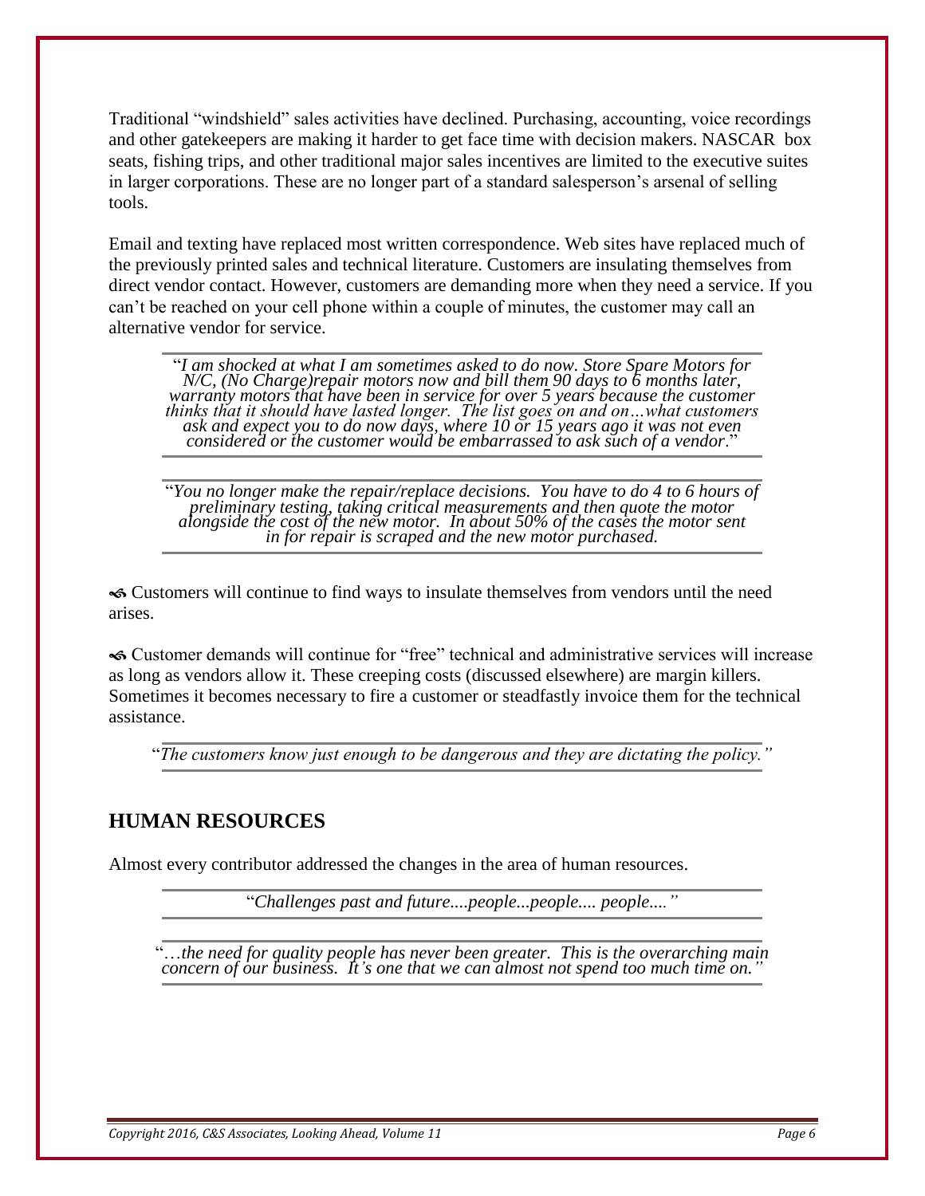Traditional “windshield” sales activities have declined. Purchasing, accounting, voice recordings and other gatekeepers are making it harder to get face time with decision makers. NASCAR box seats, fishing trips, and other traditional major sales incentives are limited to the executive suites in larger corporations. These are no longer part of a standard salesperson’s arsenal of selling tools.

Email and texting have replaced most written correspondence. Web sites have replaced much of the previously printed sales and technical literature. Customers are insulating themselves from direct vendor contact. However, customers are demanding more when they need a service. If you can’t be reached on your cell phone within a couple of minutes, the customer may call an alternative vendor for service.

> “*I am shocked at what I am sometimes asked to do now. Store Spare Motors for N/C, (No Charge)repair motors now and bill them 90 days to 6 months later, warranty motors that have been in service for over 5 years because the customer thinks that it should have lasted longer. The list goes on and on…what customers ask and expect you to do now days, where 10 or 15 years ago it was not even considered or the customer would be embarrassed to ask such of a vendor.*”

> “*You no longer make the repair/replace decisions. You have to do 4 to 6 hours of preliminary testing, taking critical measurements and then quote the motor alongside the cost of the new motor. In about 50% of the cases the motor sent in for repair is scraped and the new motor purchased.*

- Customers will continue to find ways to insulate themselves from vendors until the need arises.

- Customer demands will continue for “free” technical and administrative services will increase as long as vendors allow it. These creeping costs (discussed elsewhere) are margin killers. Sometimes it becomes necessary to fire a customer or steadfastly invoice them for the technical assistance.

> “*The customers know just enough to be dangerous and they are dictating the policy.”*

## HUMAN RESOURCES

Almost every contributor addressed the changes in the area of human resources.

> “*Challenges past and future....people...people.... people....”*

> “*…the need for quality people has never been greater. This is the overarching main concern of our business. It’s one that we can almost not spend too much time on.”*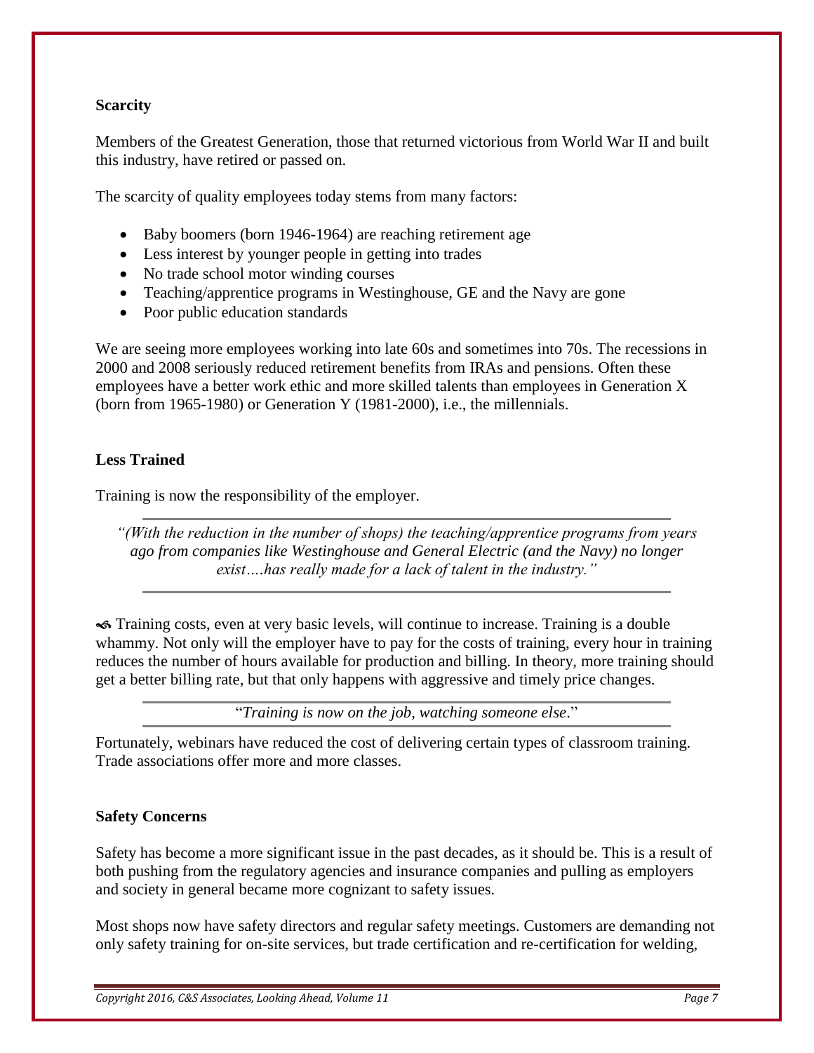**Scarcity**

Members of the Greatest Generation, those that returned victorious from World War II and built this industry, have retired or passed on.

The scarcity of quality employees today stems from many factors:

- Baby boomers (born 1946-1964) are reaching retirement age
- Less interest by younger people in getting into trades
- No trade school motor winding courses
- Teaching/apprentice programs in Westinghouse, GE and the Navy are gone
- Poor public education standards

We are seeing more employees working into late 60s and sometimes into 70s. The recessions in 2000 and 2008 seriously reduced retirement benefits from IRAs and pensions. Often these employees have a better work ethic and more skilled talents than employees in Generation X (born from 1965-1980) or Generation Y (1981-2000), i.e., the millennials.

**Less Trained**

Training is now the responsibility of the employer.

> *"(With the reduction in the number of shops) the teaching/apprentice programs from years ago from companies like Westinghouse and General Electric (and the Navy) no longer exist….has really made for a lack of talent in the industry."*

Training costs, even at very basic levels, will continue to increase. Training is a double whammy. Not only will the employer have to pay for the costs of training, every hour in training reduces the number of hours available for production and billing. In theory, more training should get a better billing rate, but that only happens with aggressive and timely price changes.

> "*Training is now on the job, watching someone else*."

Fortunately, webinars have reduced the cost of delivering certain types of classroom training. Trade associations offer more and more classes.

**Safety Concerns**

Safety has become a more significant issue in the past decades, as it should be. This is a result of both pushing from the regulatory agencies and insurance companies and pulling as employers and society in general became more cognizant to safety issues.

Most shops now have safety directors and regular safety meetings. Customers are demanding not only safety training for on-site services, but trade certification and re-certification for welding,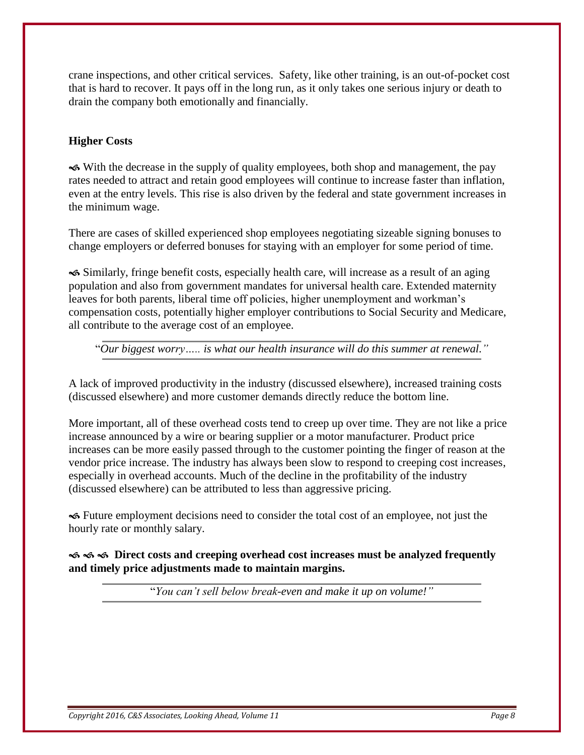crane inspections, and other critical services. Safety, like other training, is an out-of-pocket cost that is hard to recover. It pays off in the long run, as it only takes one serious injury or death to drain the company both emotionally and financially.

**Higher Costs**

☙ With the decrease in the supply of quality employees, both shop and management, the pay rates needed to attract and retain good employees will continue to increase faster than inflation, even at the entry levels. This rise is also driven by the federal and state government increases in the minimum wage.

There are cases of skilled experienced shop employees negotiating sizeable signing bonuses to change employers or deferred bonuses for staying with an employer for some period of time.

☙ Similarly, fringe benefit costs, especially health care, will increase as a result of an aging population and also from government mandates for universal health care. Extended maternity leaves for both parents, liberal time off policies, higher unemployment and workman's compensation costs, potentially higher employer contributions to Social Security and Medicare, all contribute to the average cost of an employee.

"*Our biggest worry….. is what our health insurance will do this summer at renewal."*

A lack of improved productivity in the industry (discussed elsewhere), increased training costs (discussed elsewhere) and more customer demands directly reduce the bottom line.

More important, all of these overhead costs tend to creep up over time. They are not like a price increase announced by a wire or bearing supplier or a motor manufacturer. Product price increases can be more easily passed through to the customer pointing the finger of reason at the vendor price increase. The industry has always been slow to respond to creeping cost increases, especially in overhead accounts. Much of the decline in the profitability of the industry (discussed elsewhere) can be attributed to less than aggressive pricing.

☙ Future employment decisions need to consider the total cost of an employee, not just the hourly rate or monthly salary.

**☙ ☙ ☙ Direct costs and creeping overhead cost increases must be analyzed frequently and timely price adjustments made to maintain margins.**

"*You can't sell below break-even and make it up on volume!"*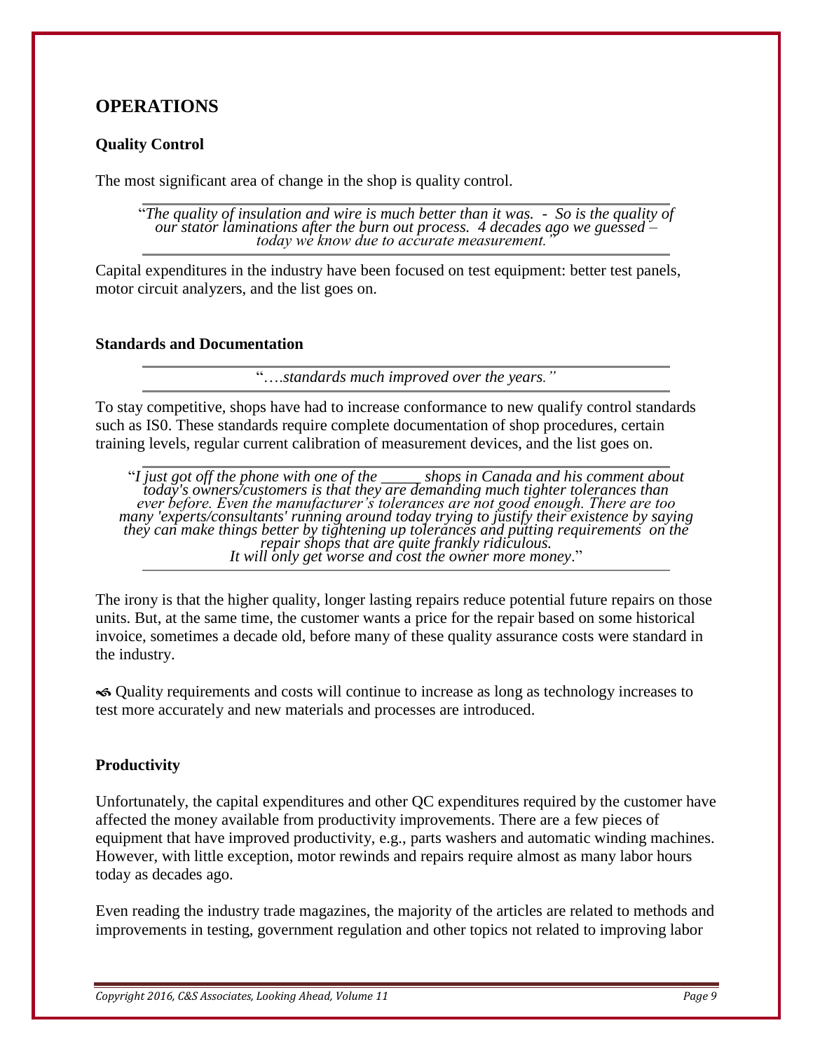## OPERATIONS

### Quality Control

The most significant area of change in the shop is quality control.

> "*The quality of insulation and wire is much better than it was. - So is the quality of our stator laminations after the burn out process. 4 decades ago we guessed – today we know due to accurate measurement.*"

Capital expenditures in the industry have been focused on test equipment: better test panels, motor circuit analyzers, and the list goes on.

### Standards and Documentation

> "….*standards much improved over the years.*"

To stay competitive, shops have had to increase conformance to new qualify control standards such as IS0. These standards require complete documentation of shop procedures, certain training levels, regular current calibration of measurement devices, and the list goes on.

> "*I just got off the phone with one of the _____ shops in Canada and his comment about today's owners/customers is that they are demanding much tighter tolerances than ever before. Even the manufacturer's tolerances are not good enough. There are too many 'experts/consultants' running around today trying to justify their existence by saying they can make things better by tightening up tolerances and putting requirements on the repair shops that are quite frankly ridiculous. It will only get worse and cost the owner more money*."

The irony is that the higher quality, longer lasting repairs reduce potential future repairs on those units. But, at the same time, the customer wants a price for the repair based on some historical invoice, sometimes a decade old, before many of these quality assurance costs were standard in the industry.

Quality requirements and costs will continue to increase as long as technology increases to test more accurately and new materials and processes are introduced.

### Productivity

Unfortunately, the capital expenditures and other QC expenditures required by the customer have affected the money available from productivity improvements. There are a few pieces of equipment that have improved productivity, e.g., parts washers and automatic winding machines. However, with little exception, motor rewinds and repairs require almost as many labor hours today as decades ago.

Even reading the industry trade magazines, the majority of the articles are related to methods and improvements in testing, government regulation and other topics not related to improving labor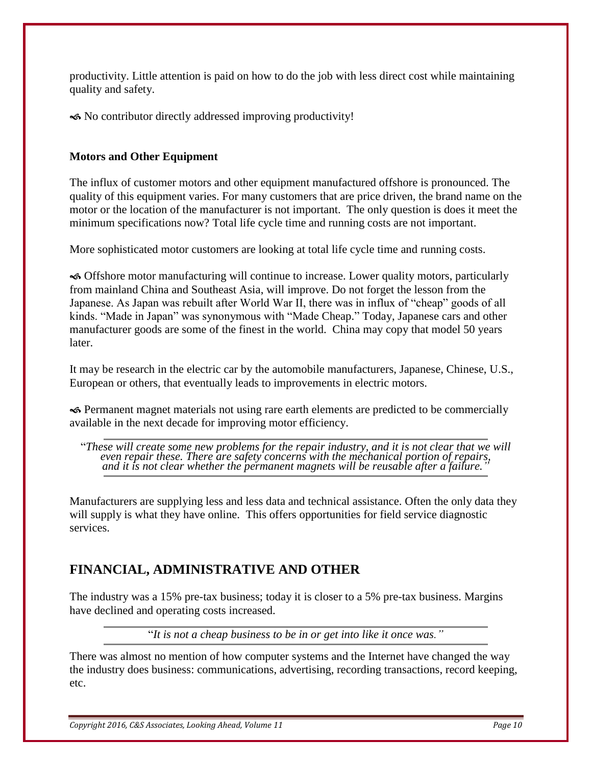productivity. Little attention is paid on how to do the job with less direct cost while maintaining quality and safety.

 No contributor directly addressed improving productivity!

**Motors and Other Equipment**

The influx of customer motors and other equipment manufactured offshore is pronounced. The quality of this equipment varies. For many customers that are price driven, the brand name on the motor or the location of the manufacturer is not important. The only question is does it meet the minimum specifications now? Total life cycle time and running costs are not important.

More sophisticated motor customers are looking at total life cycle time and running costs.

 Offshore motor manufacturing will continue to increase. Lower quality motors, particularly from mainland China and Southeast Asia, will improve. Do not forget the lesson from the Japanese. As Japan was rebuilt after World War II, there was in influx of "cheap" goods of all kinds. "Made in Japan" was synonymous with "Made Cheap." Today, Japanese cars and other manufacturer goods are some of the finest in the world. China may copy that model 50 years later.

It may be research in the electric car by the automobile manufacturers, Japanese, Chinese, U.S., European or others, that eventually leads to improvements in electric motors.

 Permanent magnet materials not using rare earth elements are predicted to be commercially available in the next decade for improving motor efficiency.

> "*These will create some new problems for the repair industry, and it is not clear that we will even repair these. There are safety concerns with the mechanical portion of repairs, and it is not clear whether the permanent magnets will be reusable after a failure."*

Manufacturers are supplying less and less data and technical assistance. Often the only data they will supply is what they have online. This offers opportunities for field service diagnostic services.

## FINANCIAL, ADMINISTRATIVE AND OTHER

The industry was a 15% pre-tax business; today it is closer to a 5% pre-tax business. Margins have declined and operating costs increased.

> "*It is not a cheap business to be in or get into like it once was."*

There was almost no mention of how computer systems and the Internet have changed the way the industry does business: communications, advertising, recording transactions, record keeping, etc.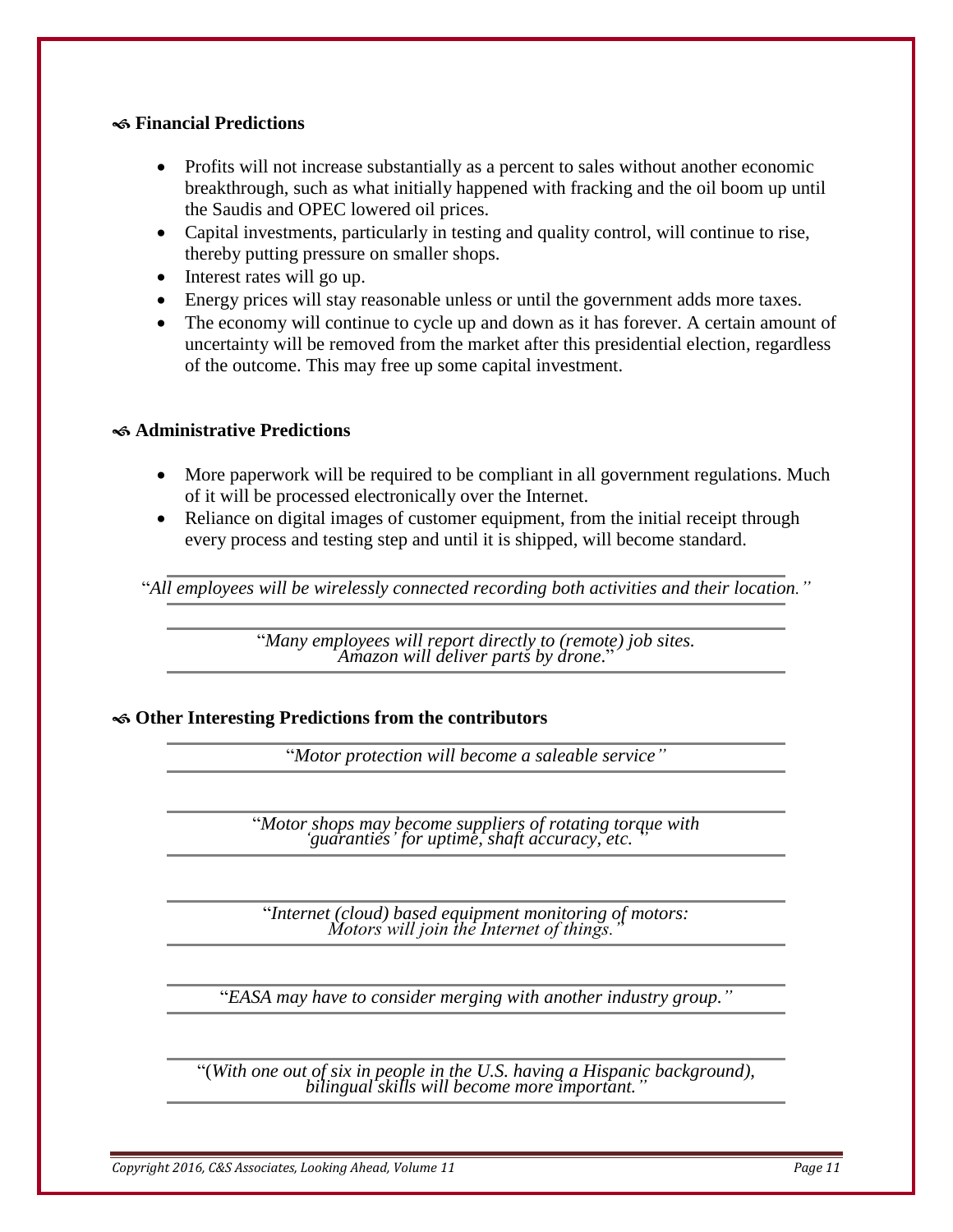### Financial Predictions

- Profits will not increase substantially as a percent to sales without another economic breakthrough, such as what initially happened with fracking and the oil boom up until the Saudis and OPEC lowered oil prices.
- Capital investments, particularly in testing and quality control, will continue to rise, thereby putting pressure on smaller shops.
- Interest rates will go up.
- Energy prices will stay reasonable unless or until the government adds more taxes.
- The economy will continue to cycle up and down as it has forever. A certain amount of uncertainty will be removed from the market after this presidential election, regardless of the outcome. This may free up some capital investment.

### Administrative Predictions

- More paperwork will be required to be compliant in all government regulations. Much of it will be processed electronically over the Internet.
- Reliance on digital images of customer equipment, from the initial receipt through every process and testing step and until it is shipped, will become standard.

"*All employees will be wirelessly connected recording both activities and their location.*"

"*Many employees will report directly to (remote) job sites. Amazon will deliver parts by drone.*"

### Other Interesting Predictions from the contributors

"*Motor protection will become a saleable service*"

"*Motor shops may become suppliers of rotating torque with 'guaranties' for uptime, shaft accuracy, etc.*"

"*Internet (cloud) based equipment monitoring of motors: Motors will join the Internet of things.*"

"*EASA may have to consider merging with another industry group.*"

"(*With one out of six in people in the U.S. having a Hispanic background), bilingual skills will become more important.*"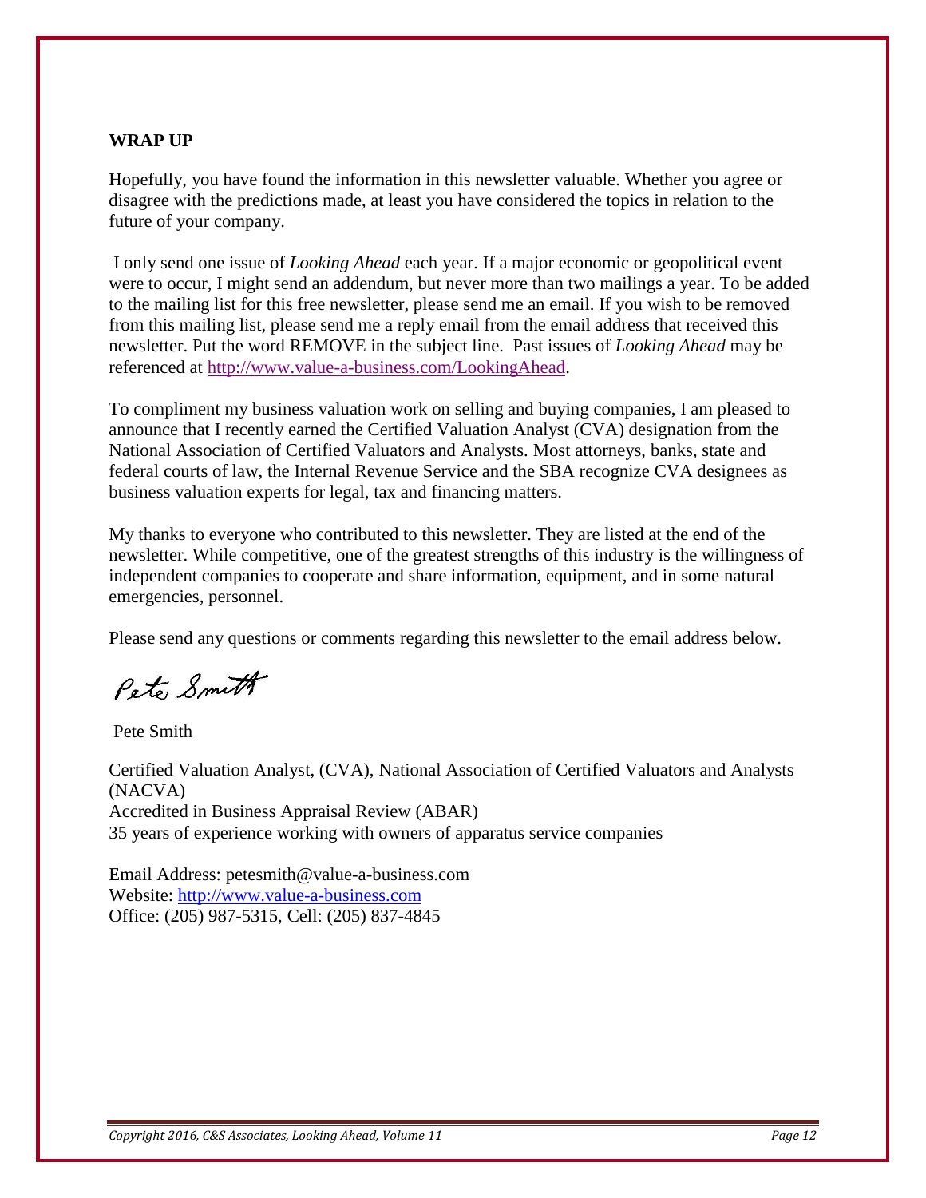**WRAP UP**

Hopefully, you have found the information in this newsletter valuable. Whether you agree or disagree with the predictions made, at least you have considered the topics in relation to the future of your company.

I only send one issue of *Looking Ahead* each year. If a major economic or geopolitical event were to occur, I might send an addendum, but never more than two mailings a year. To be added to the mailing list for this free newsletter, please send me an email. If you wish to be removed from this mailing list, please send me a reply email from the email address that received this newsletter. Put the word REMOVE in the subject line. Past issues of *Looking Ahead* may be referenced at http://www.value-a-business.com/LookingAhead.

To compliment my business valuation work on selling and buying companies, I am pleased to announce that I recently earned the Certified Valuation Analyst (CVA) designation from the National Association of Certified Valuators and Analysts. Most attorneys, banks, state and federal courts of law, the Internal Revenue Service and the SBA recognize CVA designees as business valuation experts for legal, tax and financing matters.

My thanks to everyone who contributed to this newsletter. They are listed at the end of the newsletter. While competitive, one of the greatest strengths of this industry is the willingness of independent companies to cooperate and share information, equipment, and in some natural emergencies, personnel.

Please send any questions or comments regarding this newsletter to the email address below.

Pete Smith

Pete Smith

Certified Valuation Analyst, (CVA), National Association of Certified Valuators and Analysts (NACVA)
Accredited in Business Appraisal Review (ABAR)
35 years of experience working with owners of apparatus service companies

Email Address: petesmith@value-a-business.com
Website: http://www.value-a-business.com
Office: (205) 987-5315, Cell: (205) 837-4845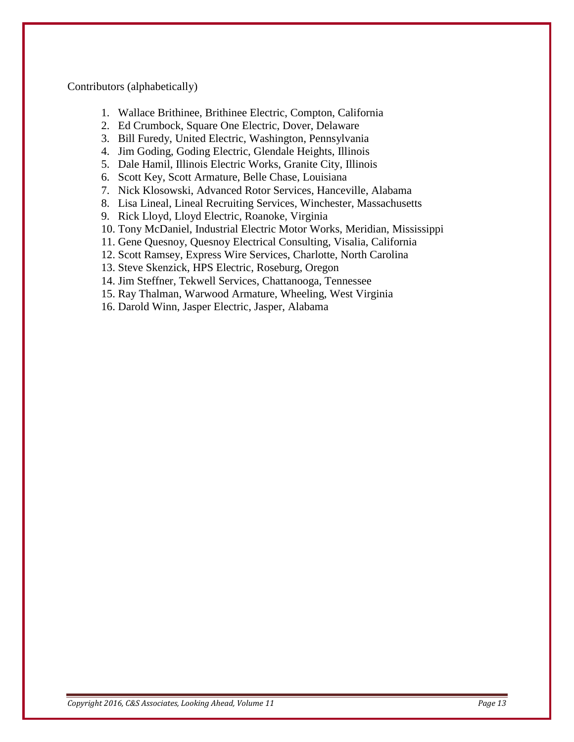Contributors (alphabetically)

1. Wallace Brithinee, Brithinee Electric, Compton, California
2. Ed Crumbock, Square One Electric, Dover, Delaware
3. Bill Furedy, United Electric, Washington, Pennsylvania
4. Jim Goding, Goding Electric, Glendale Heights, Illinois
5. Dale Hamil, Illinois Electric Works, Granite City, Illinois
6. Scott Key, Scott Armature, Belle Chase, Louisiana
7. Nick Klosowski, Advanced Rotor Services, Hanceville, Alabama
8. Lisa Lineal, Lineal Recruiting Services, Winchester, Massachusetts
9. Rick Lloyd, Lloyd Electric, Roanoke, Virginia
10. Tony McDaniel, Industrial Electric Motor Works, Meridian, Mississippi
11. Gene Quesnoy, Quesnoy Electrical Consulting, Visalia, California
12. Scott Ramsey, Express Wire Services, Charlotte, North Carolina
13. Steve Skenzick, HPS Electric, Roseburg, Oregon
14. Jim Steffner, Tekwell Services, Chattanooga, Tennessee
15. Ray Thalman, Warwood Armature, Wheeling, West Virginia
16. Darold Winn, Jasper Electric, Jasper, Alabama